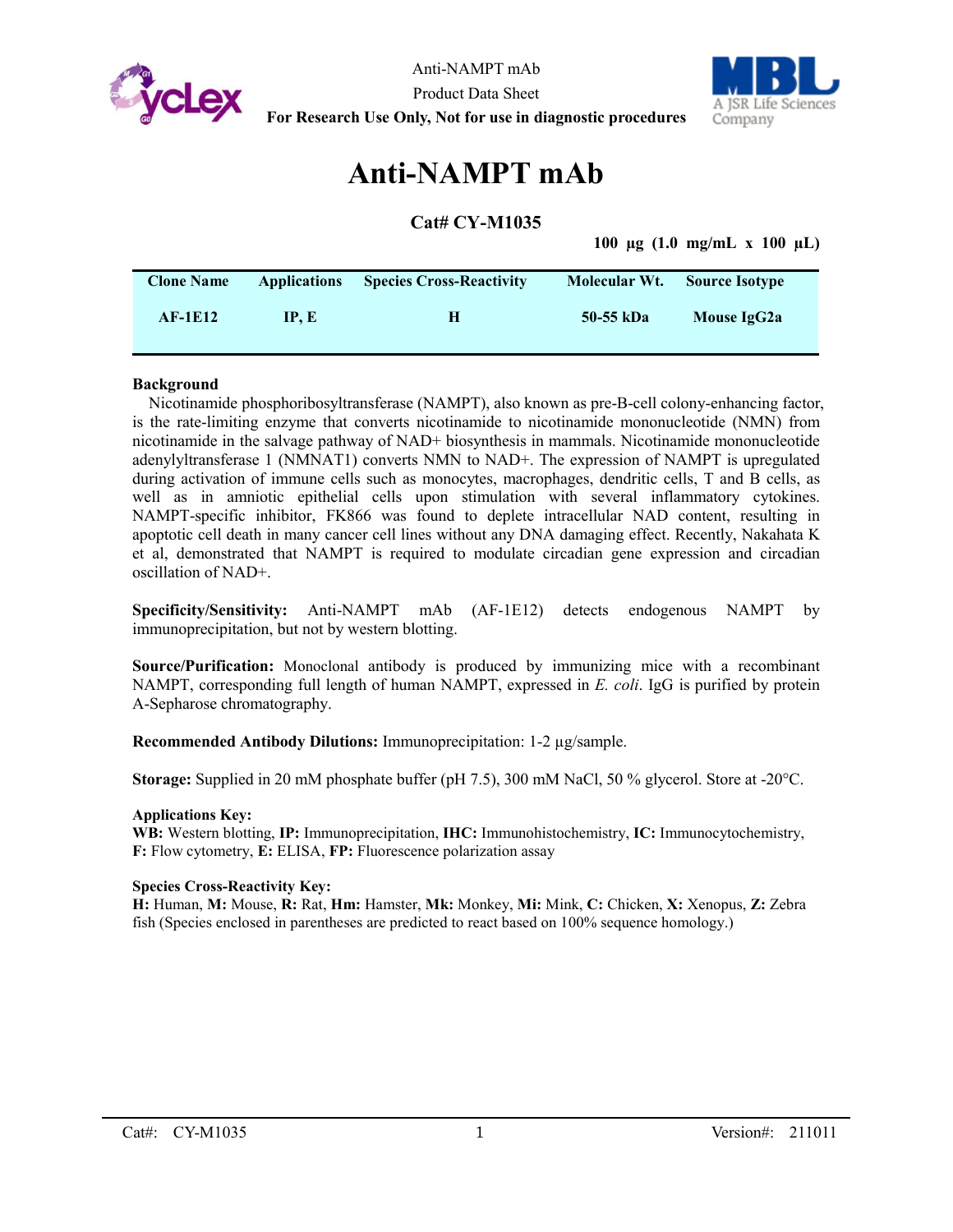Anti-NAMPT mAb

Product Data Sheet

**For Research Use Only, Not for use in diagnostic procedures**

# Anti-NAMPT mAb

## Cat# CY-M1035

**100 µg (1.0 mg/mL x 100 µL)**

| Clone Name | Applications | Species Cross-Reactivity | Molecular Wt. | Source Isotype |
|---|---|---|---|---|
| **AF-1E12** | **IP, E** | **H** | **50-55 kDa** | **Mouse IgG2a** |

**Background**

Nicotinamide phosphoribosyltransferase (NAMPT), also known as pre-B-cell colony-enhancing factor, is the rate-limiting enzyme that converts nicotinamide to nicotinamide mononucleotide (NMN) from nicotinamide in the salvage pathway of NAD+ biosynthesis in mammals. Nicotinamide mononucleotide adenylyltransferase 1 (NMNAT1) converts NMN to NAD+. The expression of NAMPT is upregulated during activation of immune cells such as monocytes, macrophages, dendritic cells, T and B cells, as well as in amniotic epithelial cells upon stimulation with several inflammatory cytokines. NAMPT-specific inhibitor, FK866 was found to deplete intracellular NAD content, resulting in apoptotic cell death in many cancer cell lines without any DNA damaging effect. Recently, Nakahata K et al, demonstrated that NAMPT is required to modulate circadian gene expression and circadian oscillation of NAD+.

**Specificity/Sensitivity:** Anti-NAMPT mAb (AF-1E12) detects endogenous NAMPT by immunoprecipitation, but not by western blotting.

**Source/Purification:** Monoclonal antibody is produced by immunizing mice with a recombinant NAMPT, corresponding full length of human NAMPT, expressed in *E. coli*. IgG is purified by protein A-Sepharose chromatography.

**Recommended Antibody Dilutions:** Immunoprecipitation: 1-2 µg/sample.

**Storage:** Supplied in 20 mM phosphate buffer (pH 7.5), 300 mM NaCl, 50 % glycerol. Store at -20°C.

**Applications Key:**
**WB:** Western blotting, **IP:** Immunoprecipitation, **IHC:** Immunohistochemistry, **IC:** Immunocytochemistry, **F:** Flow cytometry, **E:** ELISA, **FP:** Fluorescence polarization assay

**Species Cross-Reactivity Key:**
**H:** Human, **M:** Mouse, **R:** Rat, **Hm:** Hamster, **Mk:** Monkey, **Mi:** Mink, **C:** Chicken, **X:** Xenopus, **Z:** Zebra fish (Species enclosed in parentheses are predicted to react based on 100% sequence homology.)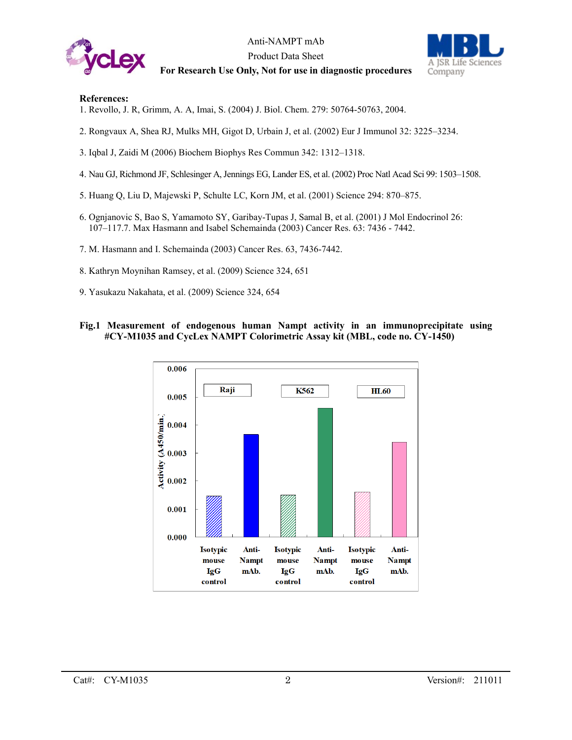**References:**

1. Revollo, J. R, Grimm, A. A, Imai, S. (2004) J. Biol. Chem. 279: 50764-50763, 2004.

2. Rongvaux A, Shea RJ, Mulks MH, Gigot D, Urbain J, et al. (2002) Eur J Immunol 32: 3225–3234.

3. Iqbal J, Zaidi M (2006) Biochem Biophys Res Commun 342: 1312–1318.

4. Nau GJ, Richmond JF, Schlesinger A, Jennings EG, Lander ES, et al. (2002) Proc Natl Acad Sci 99: 1503–1508.

5. Huang Q, Liu D, Majewski P, Schulte LC, Korn JM, et al. (2001) Science 294: 870–875.

6. Ognjanovic S, Bao S, Yamamoto SY, Garibay-Tupas J, Samal B, et al. (2001) J Mol Endocrinol 26: 107–117.7. Max Hasmann and Isabel Schemainda (2003) Cancer Res. 63: 7436 - 7442.

7. M. Hasmann and I. Schemainda (2003) Cancer Res. 63, 7436-7442.

8. Kathryn Moynihan Ramsey, et al. (2009) Science 324, 651

9. Yasukazu Nakahata, et al. (2009) Science 324, 654

**Fig.1 Measurement of endogenous human Nampt activity in an immunoprecipitate using #CY-M1035 and CycLex NAMPT Colorimetric Assay kit (MBL, code no. CY-1450)**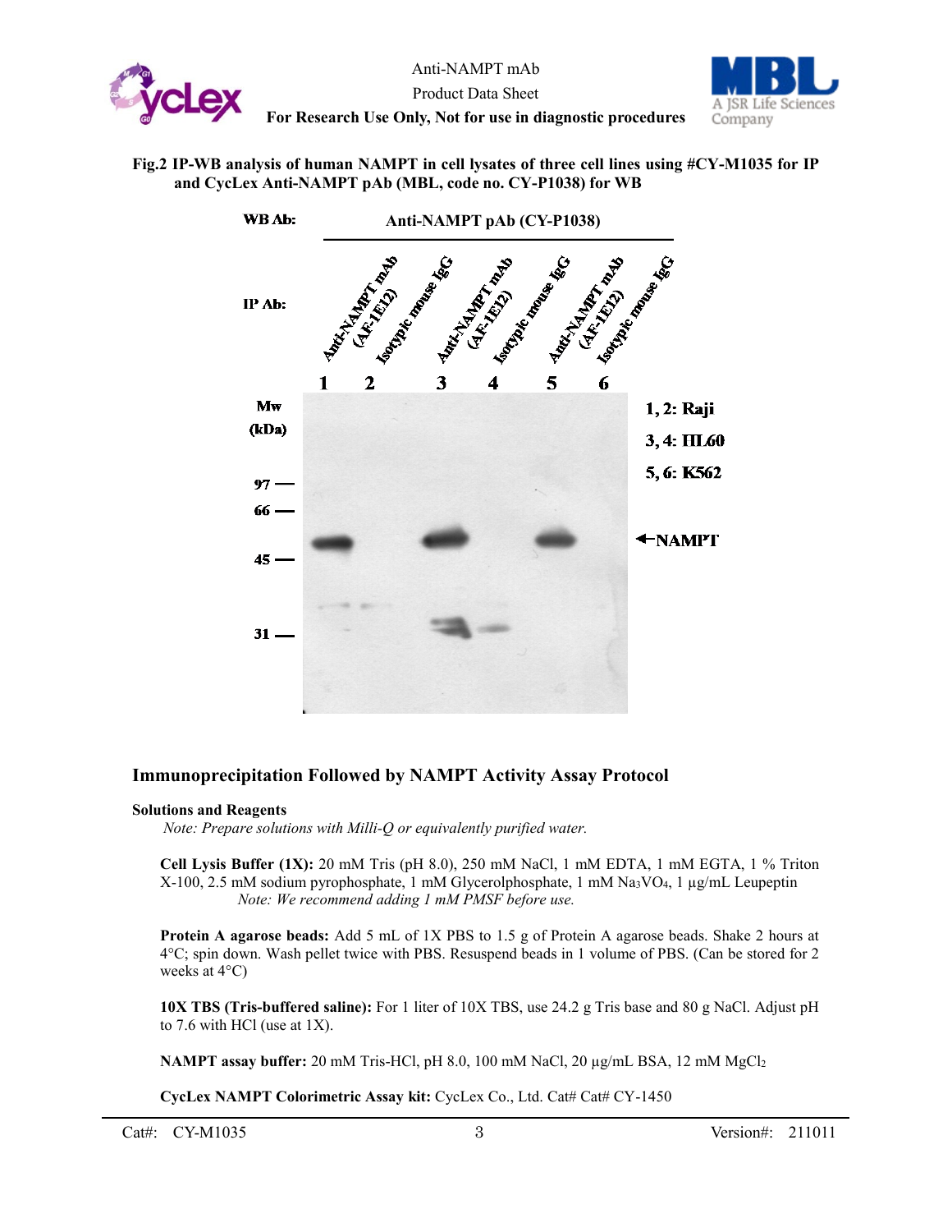**Fig.2 IP-WB analysis of human NAMPT in cell lysates of three cell lines using #CY-M1035 for IP and CycLex Anti-NAMPT pAb (MBL, code no. CY-P1038) for WB**

## Immunoprecipitation Followed by NAMPT Activity Assay Protocol

**Solutions and Reagents**

*Note: Prepare solutions with Milli-Q or equivalently purified water.*

**Cell Lysis Buffer (1X):** 20 mM Tris (pH 8.0), 250 mM NaCl, 1 mM EDTA, 1 mM EGTA, 1 % Triton X-100, 2.5 mM sodium pyrophosphate, 1 mM Glycerolphosphate, 1 mM $Na_3VO_4$, 1 µg/mL Leupeptin

*Note: We recommend adding 1 mM PMSF before use.*

**Protein A agarose beads:** Add 5 mL of 1X PBS to 1.5 g of Protein A agarose beads. Shake 2 hours at 4°C; spin down. Wash pellet twice with PBS. Resuspend beads in 1 volume of PBS. (Can be stored for 2 weeks at 4°C)

**10X TBS (Tris-buffered saline):** For 1 liter of 10X TBS, use 24.2 g Tris base and 80 g NaCl. Adjust pH to 7.6 with HCl (use at 1X).

**NAMPT assay buffer:** 20 mM Tris-HCl, pH 8.0, 100 mM NaCl, 20 µg/mL BSA, 12 mM $MgCl_2$

**CycLex NAMPT Colorimetric Assay kit:** CycLex Co., Ltd. Cat# Cat# CY-1450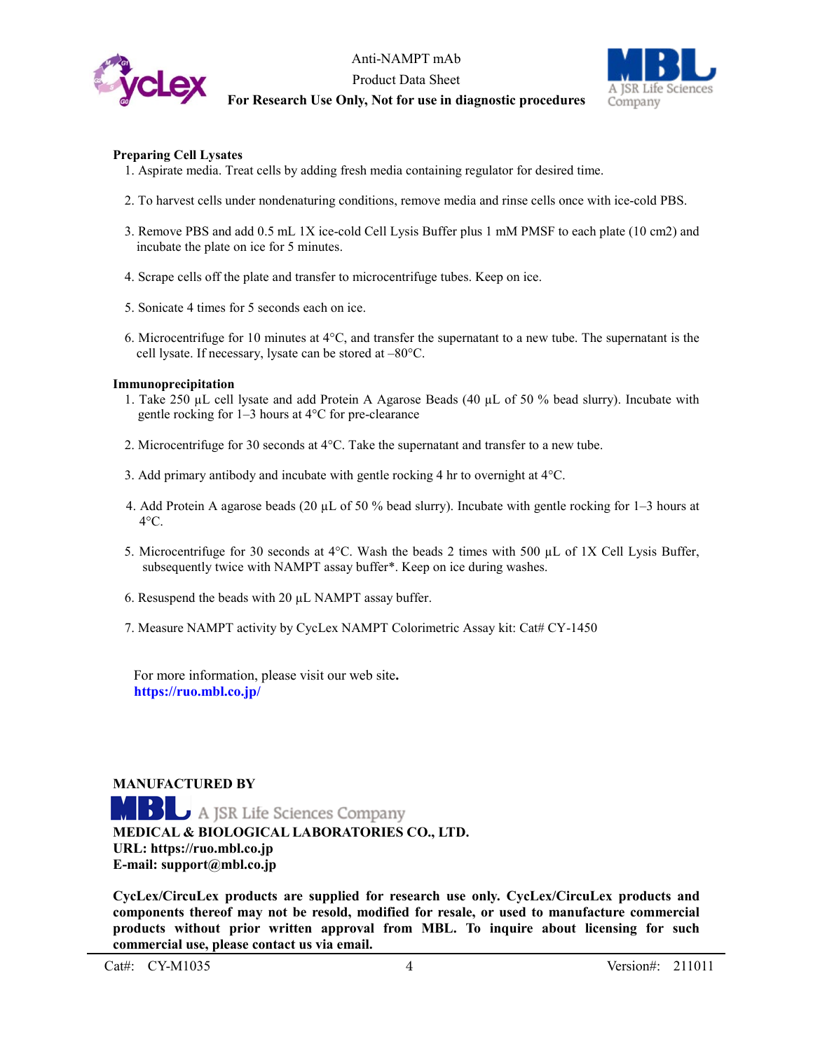**Preparing Cell Lysates**

1. Aspirate media. Treat cells by adding fresh media containing regulator for desired time.
2. To harvest cells under nondenaturing conditions, remove media and rinse cells once with ice-cold PBS.
3. Remove PBS and add 0.5 mL 1X ice-cold Cell Lysis Buffer plus 1 mM PMSF to each plate (10 cm2) and incubate the plate on ice for 5 minutes.
4. Scrape cells off the plate and transfer to microcentrifuge tubes. Keep on ice.
5. Sonicate 4 times for 5 seconds each on ice.
6. Microcentrifuge for 10 minutes at 4°C, and transfer the supernatant to a new tube. The supernatant is the cell lysate. If necessary, lysate can be stored at –80°C.

**Immunoprecipitation**

1. Take 250 µL cell lysate and add Protein A Agarose Beads (40 µL of 50 % bead slurry). Incubate with gentle rocking for 1–3 hours at 4°C for pre-clearance
2. Microcentrifuge for 30 seconds at 4°C. Take the supernatant and transfer to a new tube.
3. Add primary antibody and incubate with gentle rocking 4 hr to overnight at 4°C.
4. Add Protein A agarose beads (20 µL of 50 % bead slurry). Incubate with gentle rocking for 1–3 hours at 4°C.
5. Microcentrifuge for 30 seconds at 4°C. Wash the beads 2 times with 500 µL of 1X Cell Lysis Buffer, subsequently twice with NAMPT assay buffer*. Keep on ice during washes.
6. Resuspend the beads with 20 µL NAMPT assay buffer.
7. Measure NAMPT activity by CycLex NAMPT Colorimetric Assay kit: Cat# CY-1450

For more information, please visit our web site**.**
https://ruo.mbl.co.jp/

**MANUFACTURED BY**

MBL A JSR Life Sciences Company

**MEDICAL & BIOLOGICAL LABORATORIES CO., LTD.**
**URL: https://ruo.mbl.co.jp**
**E-mail: support@mbl.co.jp**

**CycLex/CircuLex products are supplied for research use only. CycLex/CircuLex products and components thereof may not be resold, modified for resale, or used to manufacture commercial products without prior written approval from MBL. To inquire about licensing for such commercial use, please contact us via email.**